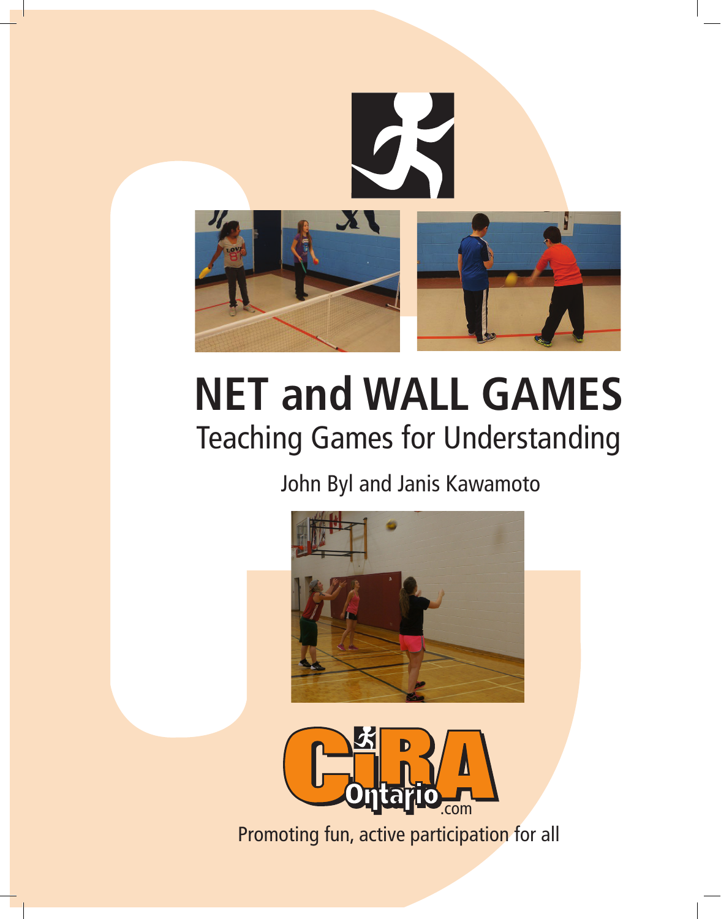# NET and WALL GAMES

## Teaching Games for Understanding

John Byl and Janis Kawamoto

CIRA Ontario .com

Promoting fun, active participation for all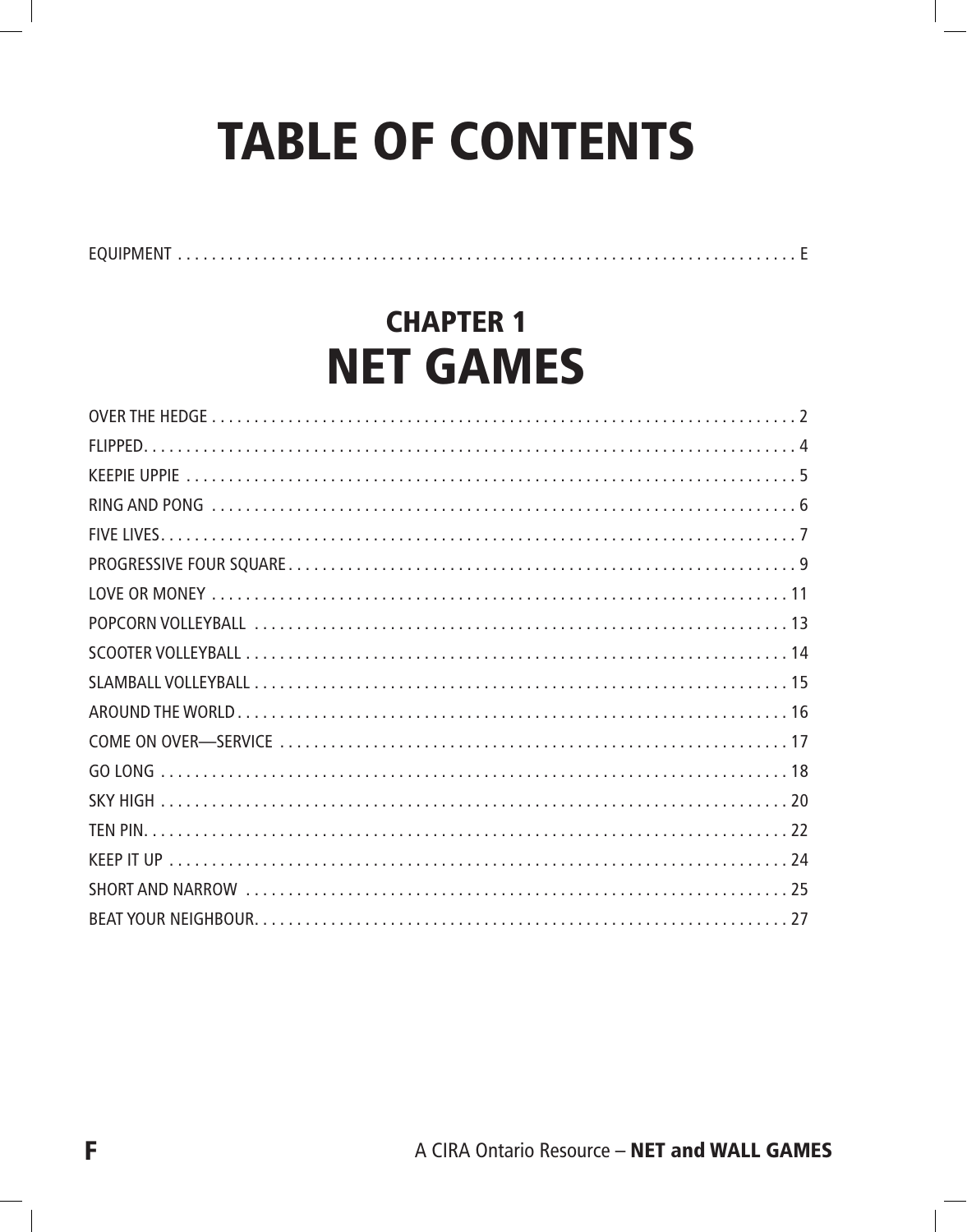# TABLE OF CONTENTS

EQUIPMENT . . . . . . . . . . . . . . . . . . . . . . . . . . . . . . . . . . . . . . . . . . . . . . . . . . . . . . . . . . . . . . . . . . . . . . . . E

## CHAPTER 1
# NET GAMES

OVER THE HEDGE . . . . . . . . . . . . . . . . . . . . . . . . . . . . . . . . . . . . . . . . . . . . . . . . . . . . . . . . . . . . . . . . . . . . 2

FLIPPED. . . . . . . . . . . . . . . . . . . . . . . . . . . . . . . . . . . . . . . . . . . . . . . . . . . . . . . . . . . . . . . . . . . . . . . . . . . . 4

KEEPIE UPPIE . . . . . . . . . . . . . . . . . . . . . . . . . . . . . . . . . . . . . . . . . . . . . . . . . . . . . . . . . . . . . . . . . . . . . . . 5

RING AND PONG . . . . . . . . . . . . . . . . . . . . . . . . . . . . . . . . . . . . . . . . . . . . . . . . . . . . . . . . . . . . . . . . . . . . . 6

FIVE LIVES. . . . . . . . . . . . . . . . . . . . . . . . . . . . . . . . . . . . . . . . . . . . . . . . . . . . . . . . . . . . . . . . . . . . . . . . . . . 7

PROGRESSIVE FOUR SQUARE . . . . . . . . . . . . . . . . . . . . . . . . . . . . . . . . . . . . . . . . . . . . . . . . . . . . . . . . . . . 9

LOVE OR MONEY . . . . . . . . . . . . . . . . . . . . . . . . . . . . . . . . . . . . . . . . . . . . . . . . . . . . . . . . . . . . . . . . . . . . 11

POPCORN VOLLEYBALL . . . . . . . . . . . . . . . . . . . . . . . . . . . . . . . . . . . . . . . . . . . . . . . . . . . . . . . . . . . . . . . 13

SCOOTER VOLLEYBALL . . . . . . . . . . . . . . . . . . . . . . . . . . . . . . . . . . . . . . . . . . . . . . . . . . . . . . . . . . . . . . . . 14

SLAMBALL VOLLEYBALL . . . . . . . . . . . . . . . . . . . . . . . . . . . . . . . . . . . . . . . . . . . . . . . . . . . . . . . . . . . . . . . 15

AROUND THE WORLD . . . . . . . . . . . . . . . . . . . . . . . . . . . . . . . . . . . . . . . . . . . . . . . . . . . . . . . . . . . . . . . . . 16

COME ON OVER—SERVICE . . . . . . . . . . . . . . . . . . . . . . . . . . . . . . . . . . . . . . . . . . . . . . . . . . . . . . . . . . . . 17

GO LONG . . . . . . . . . . . . . . . . . . . . . . . . . . . . . . . . . . . . . . . . . . . . . . . . . . . . . . . . . . . . . . . . . . . . . . . . . . 18

SKY HIGH . . . . . . . . . . . . . . . . . . . . . . . . . . . . . . . . . . . . . . . . . . . . . . . . . . . . . . . . . . . . . . . . . . . . . . . . . . 20

TEN PIN. . . . . . . . . . . . . . . . . . . . . . . . . . . . . . . . . . . . . . . . . . . . . . . . . . . . . . . . . . . . . . . . . . . . . . . . . . . . 22

KEEP IT UP . . . . . . . . . . . . . . . . . . . . . . . . . . . . . . . . . . . . . . . . . . . . . . . . . . . . . . . . . . . . . . . . . . . . . . . . . 24

SHORT AND NARROW . . . . . . . . . . . . . . . . . . . . . . . . . . . . . . . . . . . . . . . . . . . . . . . . . . . . . . . . . . . . . . . . 25

BEAT YOUR NEIGHBOUR. . . . . . . . . . . . . . . . . . . . . . . . . . . . . . . . . . . . . . . . . . . . . . . . . . . . . . . . . . . . . . . 27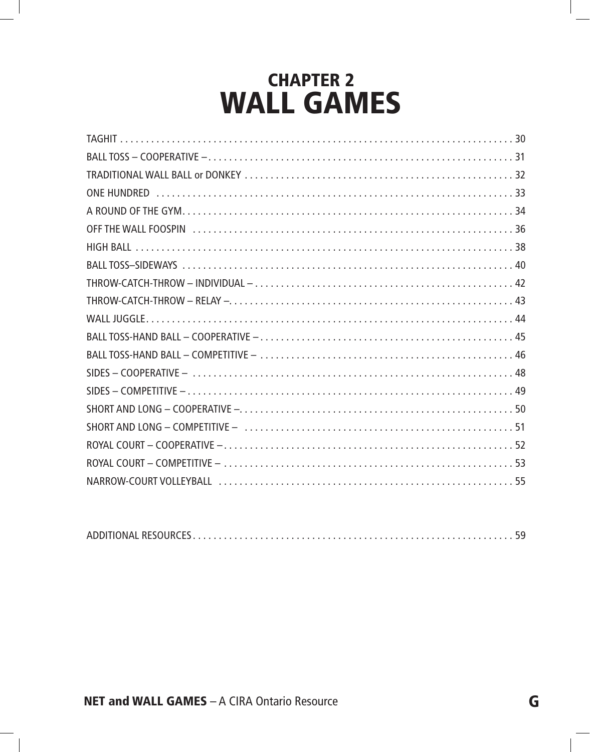# CHAPTER 2
# WALL GAMES

TAGHIT . . . . . . . . . . . . . . . . . . . . . . . . . . . . . . . . . . . . . . . . . . . . . . . . . . . . . . . . . . . . . . . . . . . . . . . . . 30
BALL TOSS – COOPERATIVE – . . . . . . . . . . . . . . . . . . . . . . . . . . . . . . . . . . . . . . . . . . . . . . . . . . . . . . . . . . . . 31
TRADITIONAL WALL BALL or DONKEY . . . . . . . . . . . . . . . . . . . . . . . . . . . . . . . . . . . . . . . . . . . . . . . . . . . . 32
ONE HUNDRED . . . . . . . . . . . . . . . . . . . . . . . . . . . . . . . . . . . . . . . . . . . . . . . . . . . . . . . . . . . . . . . . . . . . . . . 33
A ROUND OF THE GYM. . . . . . . . . . . . . . . . . . . . . . . . . . . . . . . . . . . . . . . . . . . . . . . . . . . . . . . . . . . . . . . . . 34
OFF THE WALL FOOSPIN . . . . . . . . . . . . . . . . . . . . . . . . . . . . . . . . . . . . . . . . . . . . . . . . . . . . . . . . . . . . . . 36
HIGH BALL . . . . . . . . . . . . . . . . . . . . . . . . . . . . . . . . . . . . . . . . . . . . . . . . . . . . . . . . . . . . . . . . . . . . . . . . . . 38
BALL TOSS–SIDEWAYS . . . . . . . . . . . . . . . . . . . . . . . . . . . . . . . . . . . . . . . . . . . . . . . . . . . . . . . . . . . . . . . . . 40
THROW-CATCH-THROW – INDIVIDUAL – . . . . . . . . . . . . . . . . . . . . . . . . . . . . . . . . . . . . . . . . . . . . . . . . . . 42
THROW-CATCH-THROW – RELAY –. . . . . . . . . . . . . . . . . . . . . . . . . . . . . . . . . . . . . . . . . . . . . . . . . . . . . . . . 43
WALL JUGGLE. . . . . . . . . . . . . . . . . . . . . . . . . . . . . . . . . . . . . . . . . . . . . . . . . . . . . . . . . . . . . . . . . . . . . . . . 44
BALL TOSS-HAND BALL – COOPERATIVE – . . . . . . . . . . . . . . . . . . . . . . . . . . . . . . . . . . . . . . . . . . . . . . . . . 45
BALL TOSS-HAND BALL – COMPETITIVE – . . . . . . . . . . . . . . . . . . . . . . . . . . . . . . . . . . . . . . . . . . . . . . . . . 46
SIDES – COOPERATIVE – . . . . . . . . . . . . . . . . . . . . . . . . . . . . . . . . . . . . . . . . . . . . . . . . . . . . . . . . . . . . . . . 48
SIDES – COMPETITIVE – . . . . . . . . . . . . . . . . . . . . . . . . . . . . . . . . . . . . . . . . . . . . . . . . . . . . . . . . . . . . . . . . 49
SHORT AND LONG – COOPERATIVE –. . . . . . . . . . . . . . . . . . . . . . . . . . . . . . . . . . . . . . . . . . . . . . . . . . . . . 50
SHORT AND LONG – COMPETITIVE – . . . . . . . . . . . . . . . . . . . . . . . . . . . . . . . . . . . . . . . . . . . . . . . . . . . . . 51
ROYAL COURT – COOPERATIVE – . . . . . . . . . . . . . . . . . . . . . . . . . . . . . . . . . . . . . . . . . . . . . . . . . . . . . . . . 52
ROYAL COURT – COMPETITIVE – . . . . . . . . . . . . . . . . . . . . . . . . . . . . . . . . . . . . . . . . . . . . . . . . . . . . . . . . 53
NARROW-COURT VOLLEYBALL . . . . . . . . . . . . . . . . . . . . . . . . . . . . . . . . . . . . . . . . . . . . . . . . . . . . . . . . . 55

ADDITIONAL RESOURCES . . . . . . . . . . . . . . . . . . . . . . . . . . . . . . . . . . . . . . . . . . . . . . . . . . . . . . . . . . . . . . . 59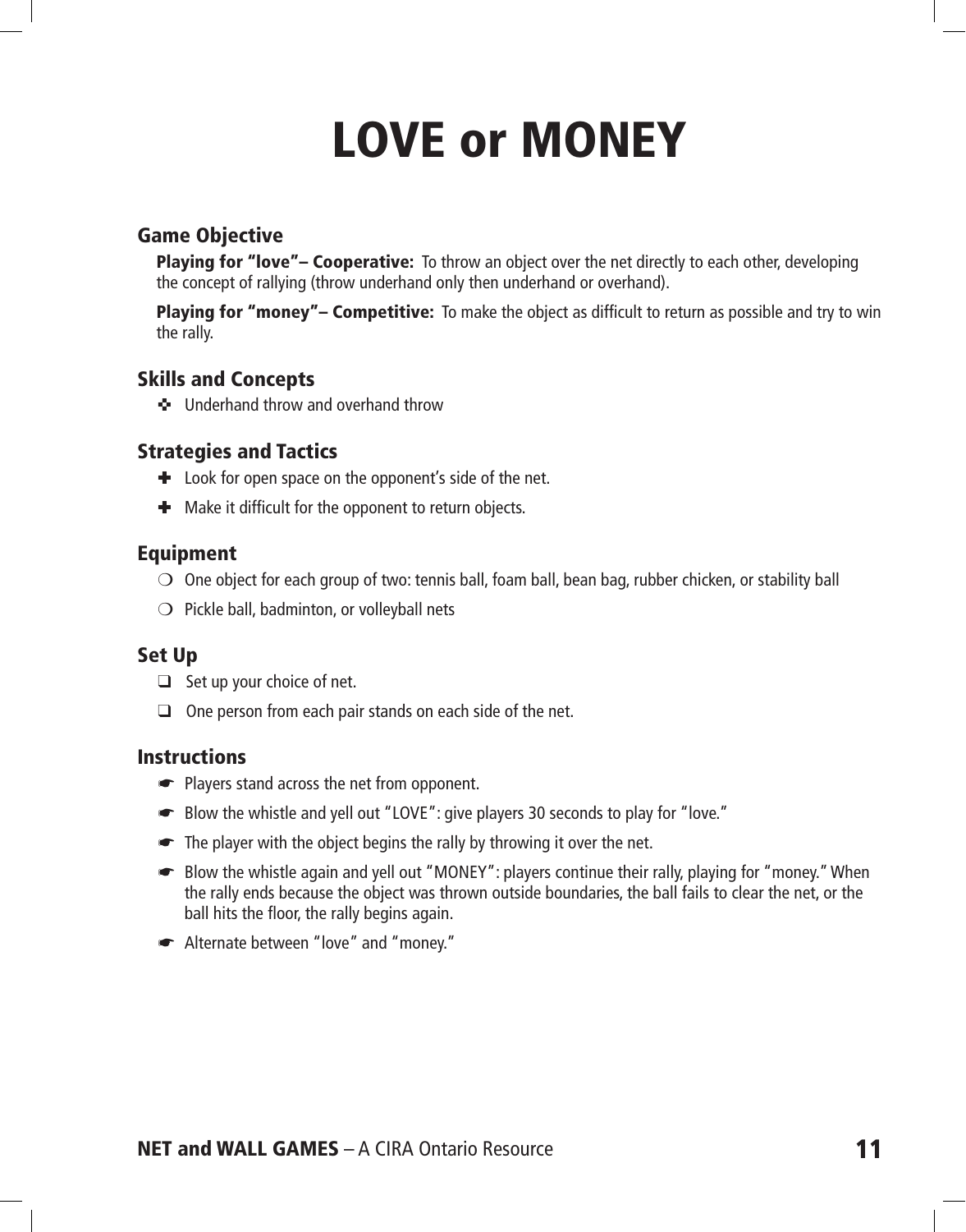# LOVE or MONEY

## Game Objective

**Playing for "love"– Cooperative:** To throw an object over the net directly to each other, developing the concept of rallying (throw underhand only then underhand or overhand).

**Playing for "money"– Competitive:** To make the object as difficult to return as possible and try to win the rally.

## Skills and Concepts

- Underhand throw and overhand throw

## Strategies and Tactics

- Look for open space on the opponent's side of the net.
- Make it difficult for the opponent to return objects.

## Equipment

- One object for each group of two: tennis ball, foam ball, bean bag, rubber chicken, or stability ball
- Pickle ball, badminton, or volleyball nets

## Set Up

- Set up your choice of net.
- One person from each pair stands on each side of the net.

## Instructions

- Players stand across the net from opponent.
- Blow the whistle and yell out "LOVE": give players 30 seconds to play for "love."
- The player with the object begins the rally by throwing it over the net.
- Blow the whistle again and yell out "MONEY": players continue their rally, playing for "money." When the rally ends because the object was thrown outside boundaries, the ball fails to clear the net, or the ball hits the floor, the rally begins again.
- Alternate between "love" and "money."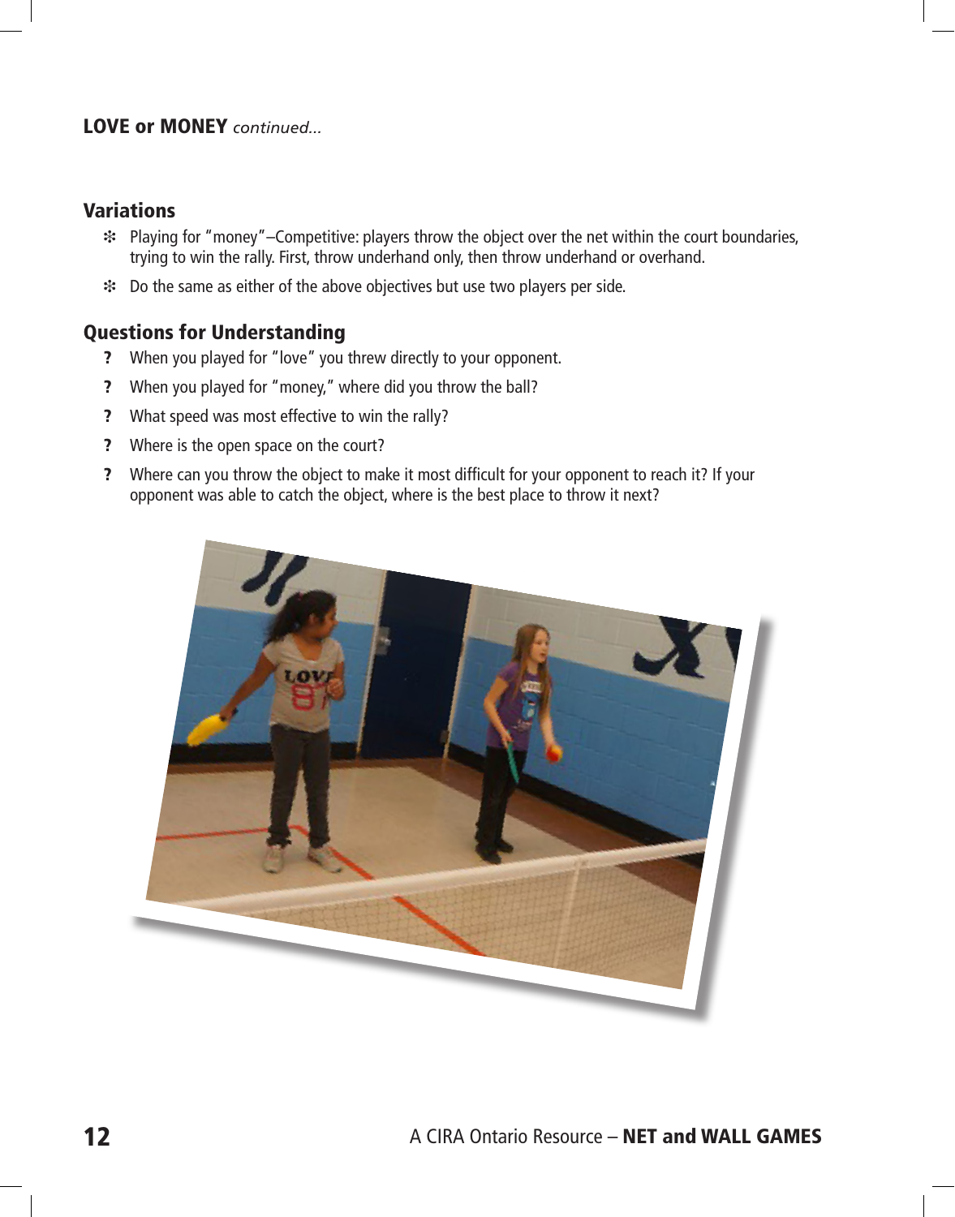**LOVE or MONEY** *continued...*

## Variations

- Playing for "money"–Competitive: players throw the object over the net within the court boundaries, trying to win the rally. First, throw underhand only, then throw underhand or overhand.
- Do the same as either of the above objectives but use two players per side.

## Questions for Understanding

- When you played for "love" you threw directly to your opponent.
- When you played for "money," where did you throw the ball?
- What speed was most effective to win the rally?
- Where is the open space on the court?
- Where can you throw the object to make it most difficult for your opponent to reach it? If your opponent was able to catch the object, where is the best place to throw it next?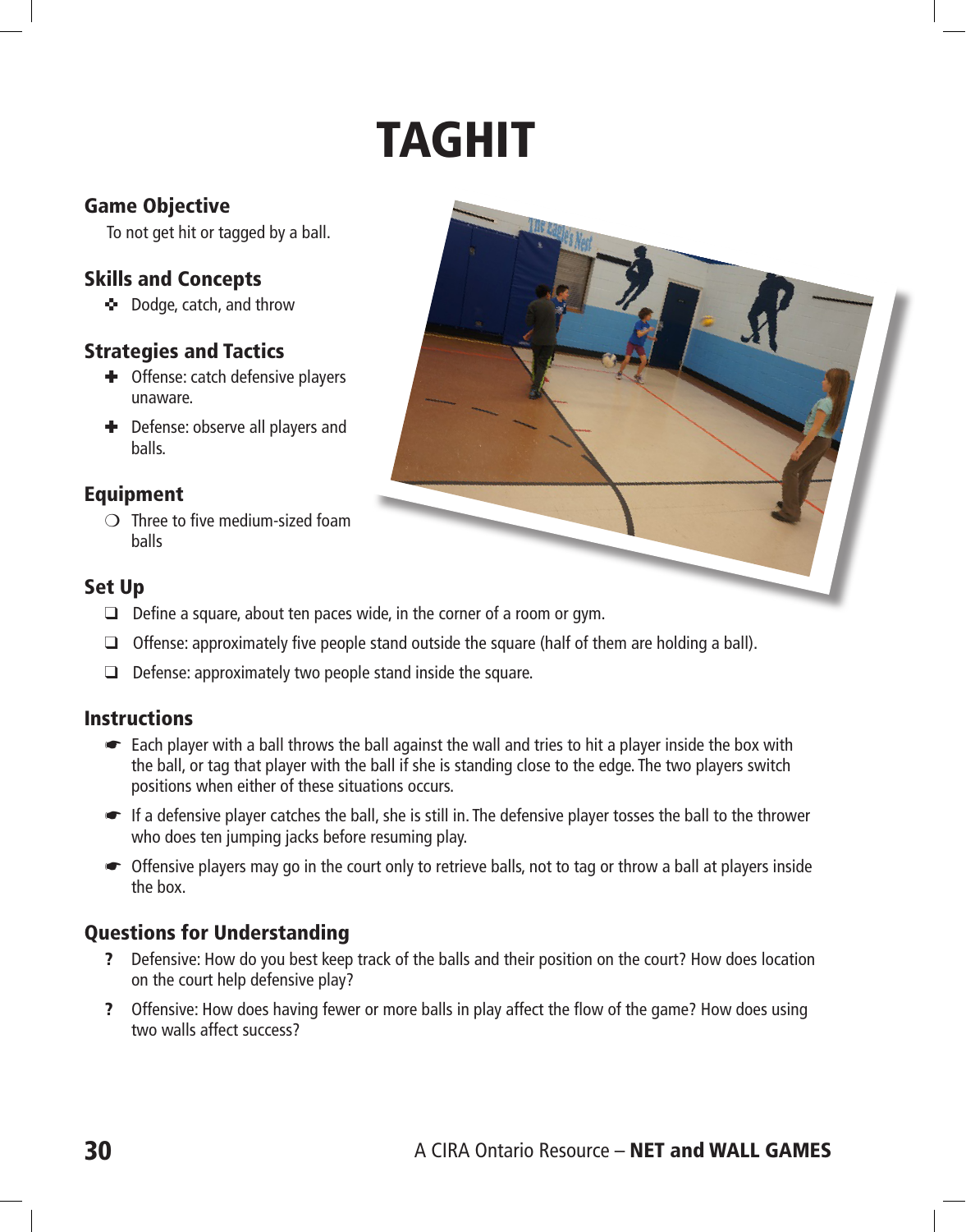# TAGHIT

## Game Objective

To not get hit or tagged by a ball.

## Skills and Concepts

- Dodge, catch, and throw

## Strategies and Tactics

- Offense: catch defensive players unaware.
- Defense: observe all players and balls.

## Equipment

- Three to five medium-sized foam balls

## Set Up

- Define a square, about ten paces wide, in the corner of a room or gym.
- Offense: approximately five people stand outside the square (half of them are holding a ball).
- Defense: approximately two people stand inside the square.

## Instructions

- Each player with a ball throws the ball against the wall and tries to hit a player inside the box with the ball, or tag that player with the ball if she is standing close to the edge. The two players switch positions when either of these situations occurs.
- If a defensive player catches the ball, she is still in. The defensive player tosses the ball to the thrower who does ten jumping jacks before resuming play.
- Offensive players may go in the court only to retrieve balls, not to tag or throw a ball at players inside the box.

## Questions for Understanding

- ? Defensive: How do you best keep track of the balls and their position on the court? How does location on the court help defensive play?
- ? Offensive: How does having fewer or more balls in play affect the flow of the game? How does using two walls affect success?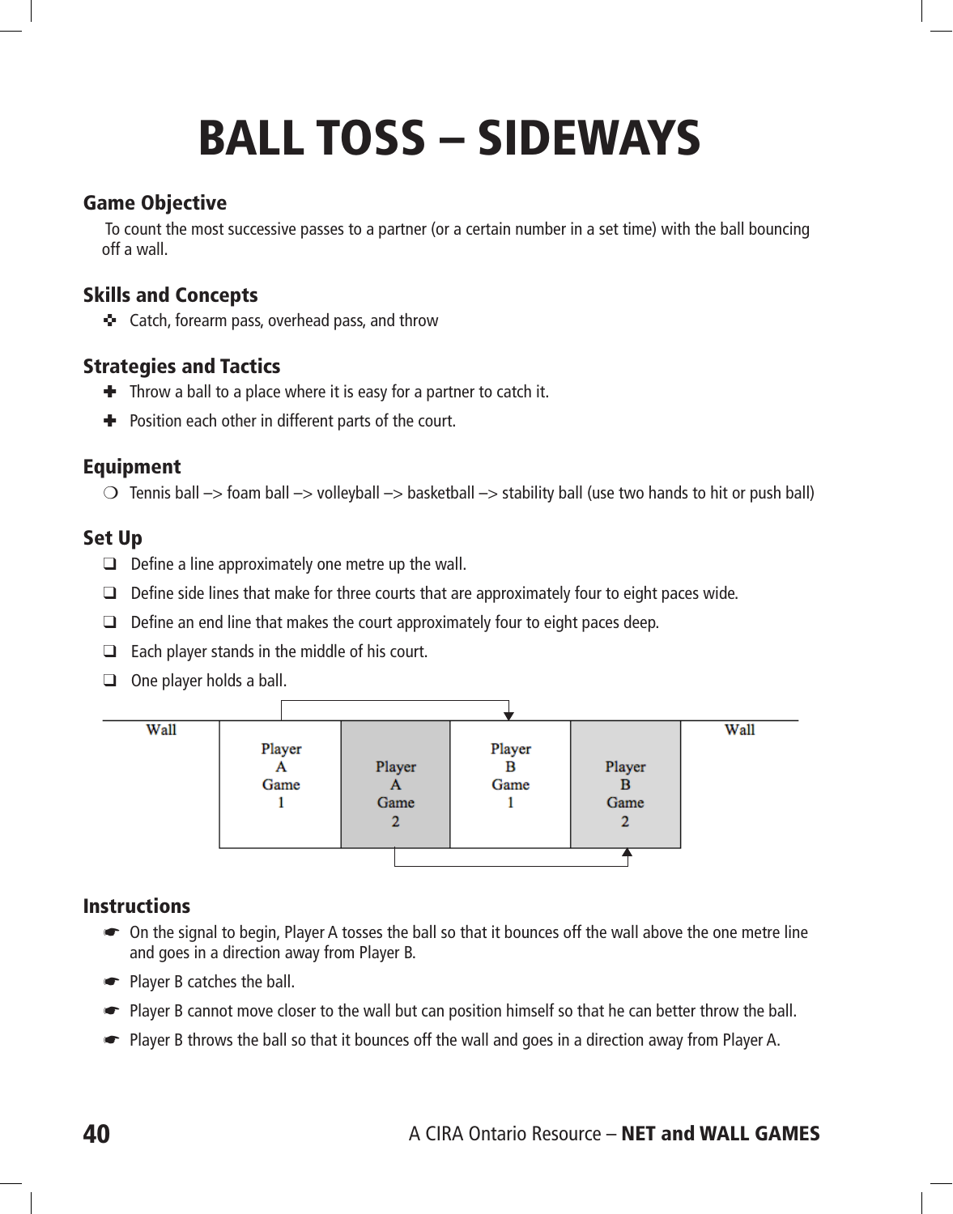# BALL TOSS – SIDEWAYS

## Game Objective

To count the most successive passes to a partner (or a certain number in a set time) with the ball bouncing off a wall.

## Skills and Concepts

- Catch, forearm pass, overhead pass, and throw

## Strategies and Tactics

- Throw a ball to a place where it is easy for a partner to catch it.
- Position each other in different parts of the court.

## Equipment

- Tennis ball –> foam ball –> volleyball –> basketball –> stability ball (use two hands to hit or push ball)

## Set Up

- Define a line approximately one metre up the wall.
- Define side lines that make for three courts that are approximately four to eight paces wide.
- Define an end line that makes the court approximately four to eight paces deep.
- Each player stands in the middle of his court.
- One player holds a ball.

Wall

Player A Game 1

Player A Game 2

Player B Game 1

Player B Game 2

Wall

## Instructions

- On the signal to begin, Player A tosses the ball so that it bounces off the wall above the one metre line and goes in a direction away from Player B.
- Player B catches the ball.
- Player B cannot move closer to the wall but can position himself so that he can better throw the ball.
- Player B throws the ball so that it bounces off the wall and goes in a direction away from Player A.